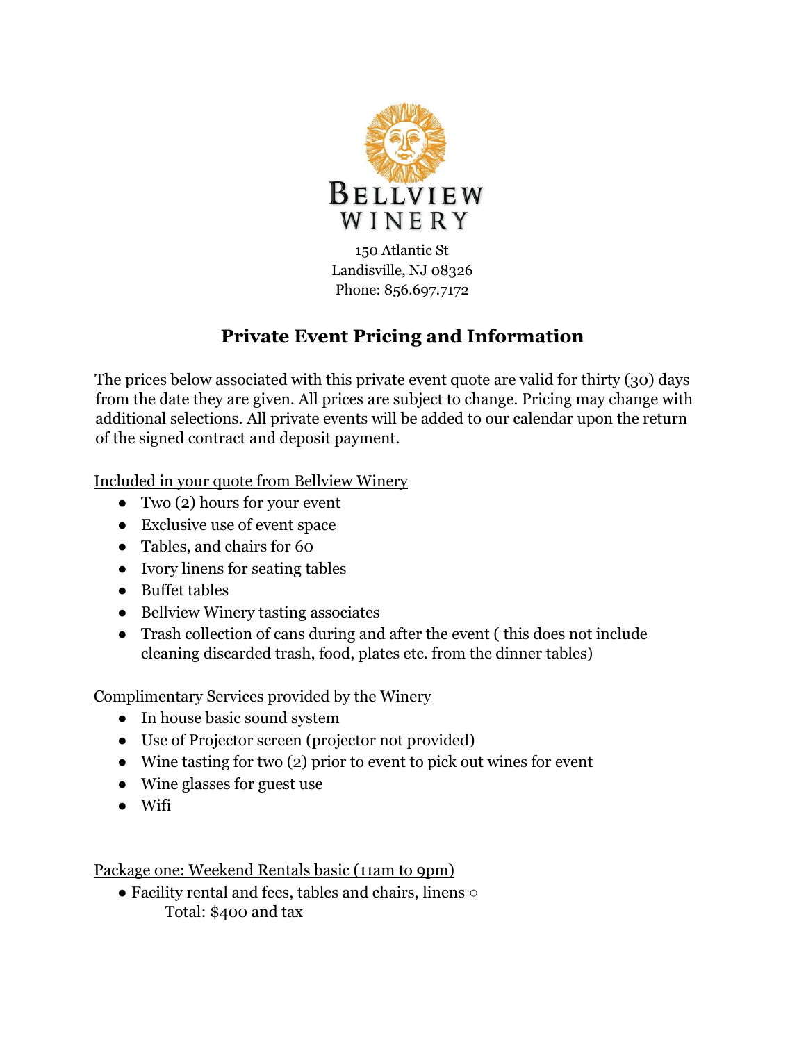# BELLVIEW WINERY

150 Atlantic St
Landisville, NJ 08326
Phone: 856.697.7172

## Private Event Pricing and Information

The prices below associated with this private event quote are valid for thirty (30) days from the date they are given. All prices are subject to change. Pricing may change with additional selections. All private events will be added to our calendar upon the return of the signed contract and deposit payment.

Included in your quote from Bellview Winery

- Two (2) hours for your event
- Exclusive use of event space
- Tables, and chairs for 60
- Ivory linens for seating tables
- Buffet tables
- Bellview Winery tasting associates
- Trash collection of cans during and after the event ( this does not include cleaning discarded trash, food, plates etc. from the dinner tables)

Complimentary Services provided by the Winery

- In house basic sound system
- Use of Projector screen (projector not provided)
- Wine tasting for two (2) prior to event to pick out wines for event
- Wine glasses for guest use
- Wifi

Package one: Weekend Rentals basic (11am to 9pm)

- Facility rental and fees, tables and chairs, linens ○
  Total: $400 and tax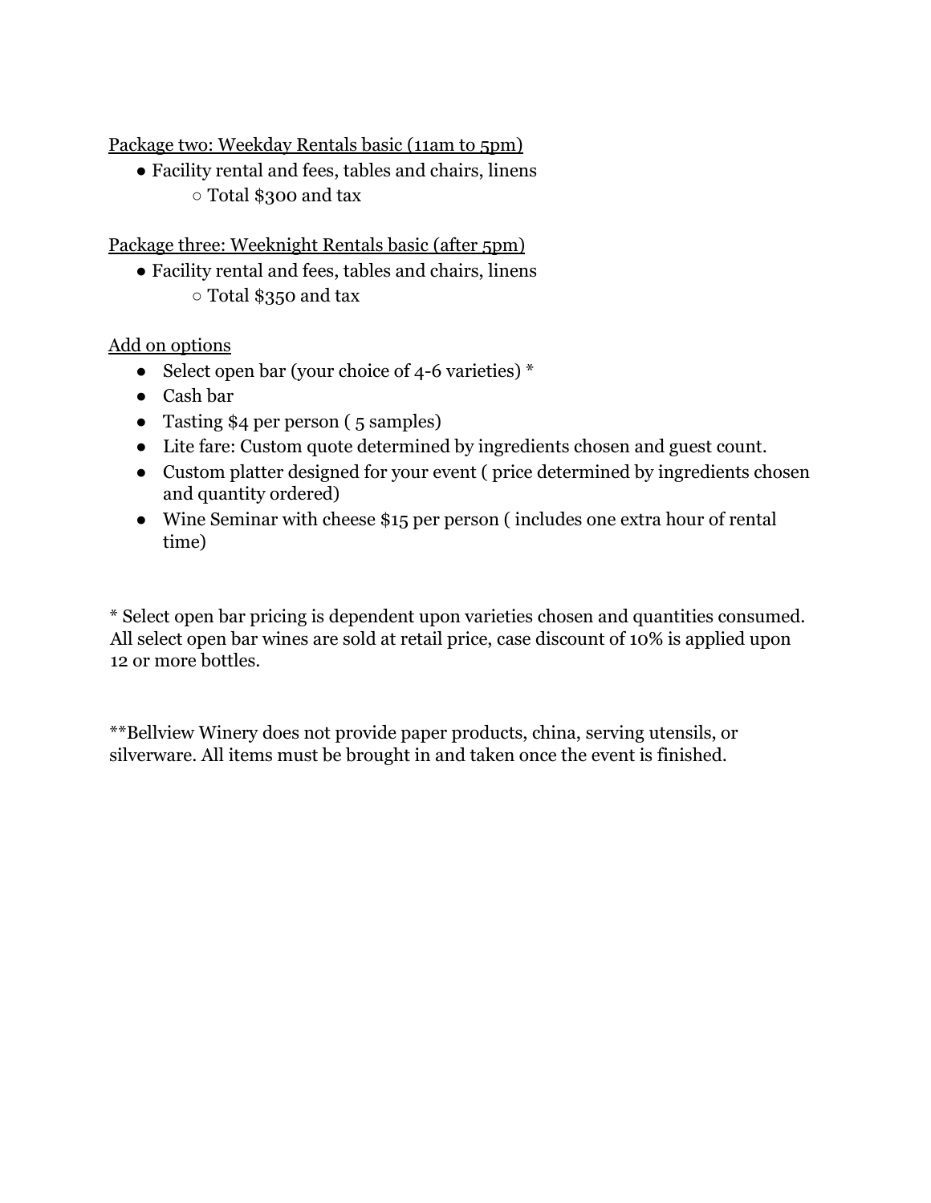<u>Package two: Weekday Rentals basic (11am to 5pm)</u>

- Facility rental and fees, tables and chairs, linens
  - Total $300 and tax

<u>Package three: Weeknight Rentals basic (after 5pm)</u>

- Facility rental and fees, tables and chairs, linens
  - Total $350 and tax

<u>Add on options</u>

- Select open bar (your choice of 4-6 varieties) *
- Cash bar
- Tasting $4 per person ( 5 samples)
- Lite fare: Custom quote determined by ingredients chosen and guest count.
- Custom platter designed for your event ( price determined by ingredients chosen and quantity ordered)
- Wine Seminar with cheese $15 per person ( includes one extra hour of rental time)

* Select open bar pricing is dependent upon varieties chosen and quantities consumed. All select open bar wines are sold at retail price, case discount of 10% is applied upon 12 or more bottles.

**Bellview Winery does not provide paper products, china, serving utensils, or silverware. All items must be brought in and taken once the event is finished.